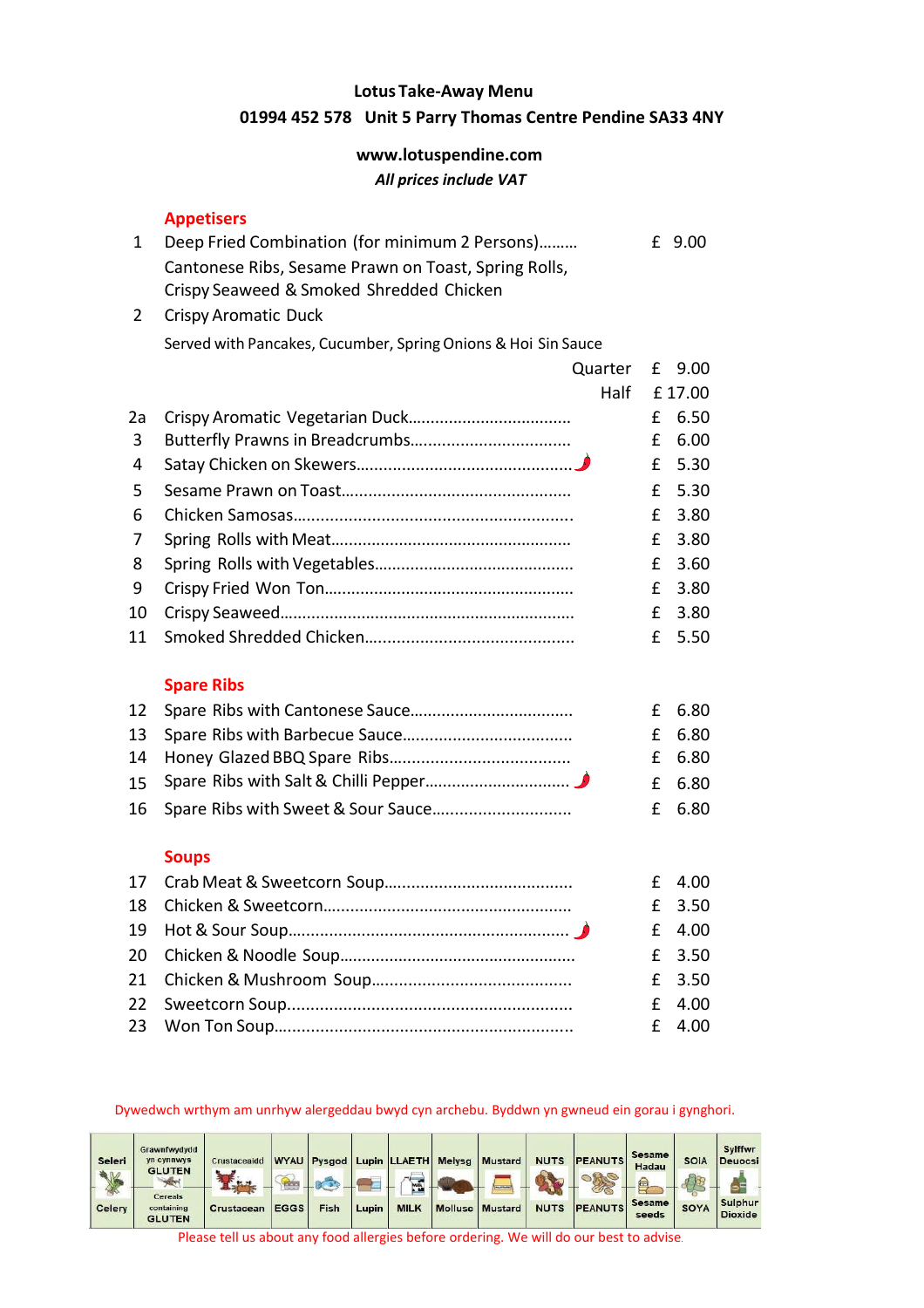# Lotus Take-Away Menu

**01994 452 578 Unit 5 Parry Thomas Centre Pendine SA33 4NY**

**www.lotuspendine.com**

***All prices include VAT***

## Appetisers

| No. | Item | Price |
|---|---|---|
| 1 | Deep Fried Combination (for minimum 2 Persons)……… Cantonese Ribs, Sesame Prawn on Toast, Spring Rolls, Crispy Seaweed & Smoked Shredded Chicken | £ 9.00 |
| 2 | Crispy Aromatic Duck — Served with Pancakes, Cucumber, Spring Onions & Hoi Sin Sauce — Quarter | £ 9.00 |
| | Half | £ 17.00 |
| 2a | Crispy Aromatic Vegetarian Duck…………………………… | £ 6.50 |
| 3 | Butterfly Prawns in Breadcrumbs…………………………… | £ 6.00 |
| 4 | Satay Chicken on Skewers…………………………………… 🌶 | £ 5.30 |
| 5 | Sesame Prawn on Toast………………………………………… | £ 5.30 |
| 6 | Chicken Samosas……………………………………………… | £ 3.80 |
| 7 | Spring Rolls with Meat………………………………………… | £ 3.80 |
| 8 | Spring Rolls with Vegetables………………………………… | £ 3.60 |
| 9 | Crispy Fried Won Ton………………………………………… | £ 3.80 |
| 10 | Crispy Seaweed………………………………………………… | £ 3.80 |
| 11 | Smoked Shredded Chicken…………………………………… | £ 5.50 |

## Spare Ribs

| No. | Item | Price |
|---|---|---|
| 12 | Spare Ribs with Cantonese Sauce…………………………… | £ 6.80 |
| 13 | Spare Ribs with Barbecue Sauce…………………………… | £ 6.80 |
| 14 | Honey Glazed BBQ Spare Ribs……………………………… | £ 6.80 |
| 15 | Spare Ribs with Salt & Chilli Pepper……………………… 🌶 | £ 6.80 |
| 16 | Spare Ribs with Sweet & Sour Sauce……………………… | £ 6.80 |

## Soups

| No. | Item | Price |
|---|---|---|
| 17 | Crab Meat & Sweetcorn Soup………………………………… | £ 4.00 |
| 18 | Chicken & Sweetcorn………………………………………… | £ 3.50 |
| 19 | Hot & Sour Soup……………………………………………… 🌶 | £ 4.00 |
| 20 | Chicken & Noodle Soup……………………………………… | £ 3.50 |
| 21 | Chicken & Mushroom Soup…………………………………… | £ 3.50 |
| 22 | Sweetcorn Soup………………………………………………… | £ 4.00 |
| 23 | Won Ton Soup…………………………………………………… | £ 4.00 |

Dywedwch wrthym am unrhyw alergeddau bwyd cyn archebu. Byddwn yn gwneud ein gorau i gynghori.

| Seleri | Grawnfwydydd yn cynnwys GLUTEN | Crustaceaidd | WYAU | Pysgod | Lupin | LLAETH | Melysg | Mustard | NUTS | PEANUTS | Sesame Hadau | SOIA | Sylffwr Deuocsi |
|---|---|---|---|---|---|---|---|---|---|---|---|---|---|
| Celery | Cereals containing GLUTEN | Crustacean | EGGS | Fish | Lupin | MILK | Mollusc | Mustard | NUTS | PEANUTS | Sesame seeds | SOYA | Sulphur Dioxide |

Please tell us about any food allergies before ordering. We will do our best to advise.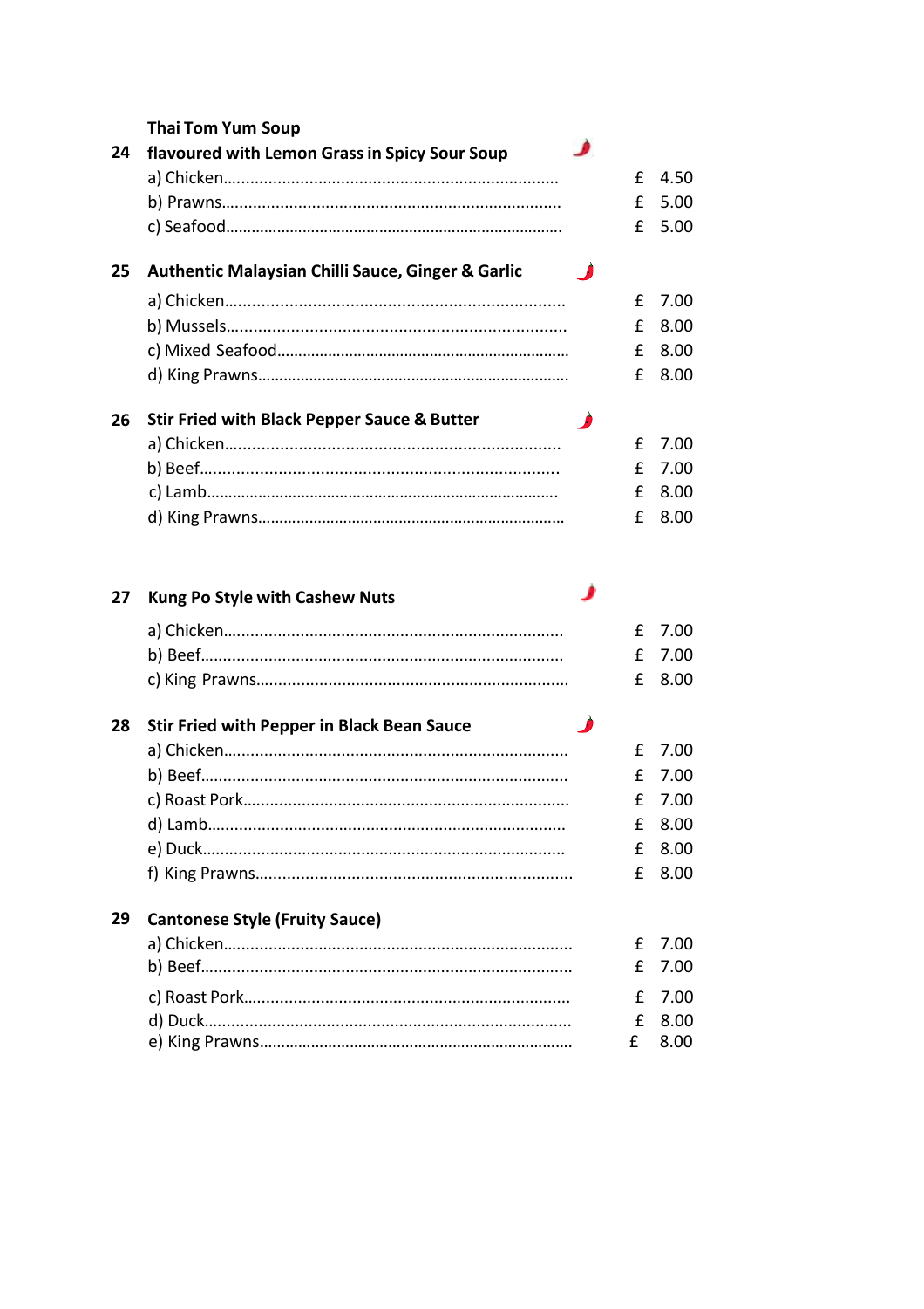**Thai Tom Yum Soup**

**24 flavoured with Lemon Grass in Spicy Sour Soup**

a) Chicken........................................................................ £ 4.50
b) Prawns......................................................................... £ 5.00
c) Seafood........................................................................ £ 5.00

**25 Authentic Malaysian Chilli Sauce, Ginger & Garlic**

a) Chicken........................................................................ £ 7.00
b) Mussels........................................................................ £ 8.00
c) Mixed Seafood.............................................................. £ 8.00
d) King Prawns.................................................................. £ 8.00

**26 Stir Fried with Black Pepper Sauce & Butter**

a) Chicken........................................................................ £ 7.00
b) Beef............................................................................. £ 7.00
c) Lamb............................................................................ £ 8.00
d) King Prawns.................................................................. £ 8.00

**27 Kung Po Style with Cashew Nuts**

a) Chicken........................................................................ £ 7.00
b) Beef............................................................................. £ 7.00
c) King Prawns.................................................................. £ 8.00

**28 Stir Fried with Pepper in Black Bean Sauce**

a) Chicken........................................................................ £ 7.00
b) Beef............................................................................. £ 7.00
c) Roast Pork.................................................................... £ 7.00
d) Lamb............................................................................ £ 8.00
e) Duck............................................................................. £ 8.00
f) King Prawns.................................................................. £ 8.00

**29 Cantonese Style (Fruity Sauce)**

a) Chicken........................................................................ £ 7.00
b) Beef............................................................................. £ 7.00
c) Roast Pork.................................................................... £ 7.00
d) Duck............................................................................. £ 8.00
e) King Prawns.................................................................. £ 8.00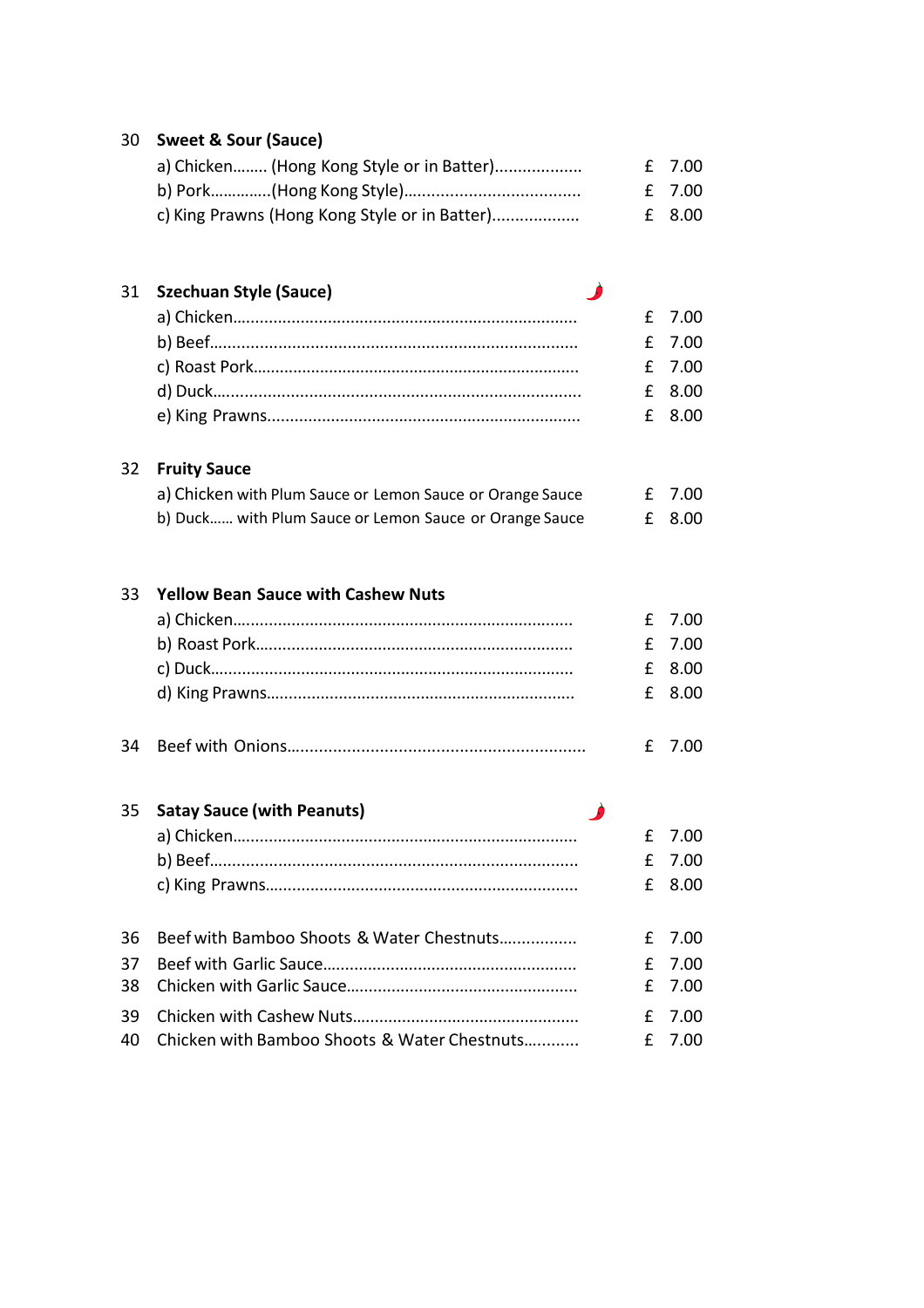**30 Sweet & Sour (Sauce)**

a) Chicken........ (Hong Kong Style or in Batter)................... £ 7.00
b) Pork..............(Hong Kong Style)...................................... £ 7.00
c) King Prawns (Hong Kong Style or in Batter)................... £ 8.00

**31 Szechuan Style (Sauce)**

a) Chicken........................................................................... £ 7.00
b) Beef................................................................................ £ 7.00
c) Roast Pork....................................................................... £ 7.00
d) Duck............................................................................... £ 8.00
e) King Prawns.................................................................... £ 8.00

**32 Fruity Sauce**

a) Chicken with Plum Sauce or Lemon Sauce or Orange Sauce £ 7.00
b) Duck...... with Plum Sauce or Lemon Sauce or Orange Sauce £ 8.00

**33 Yellow Bean Sauce with Cashew Nuts**

a) Chicken.......................................................................... £ 7.00
b) Roast Pork..................................................................... £ 7.00
c) Duck.............................................................................. £ 8.00
d) King Prawns................................................................... £ 8.00

34 Beef with Onions................................................................ £ 7.00

**35 Satay Sauce (with Peanuts)**

a) Chicken........................................................................... £ 7.00
b) Beef................................................................................ £ 7.00
c) King Prawns.................................................................... £ 8.00

36 Beef with Bamboo Shoots & Water Chestnuts................. £ 7.00
37 Beef with Garlic Sauce....................................................... £ 7.00
38 Chicken with Garlic Sauce.................................................. £ 7.00
39 Chicken with Cashew Nuts................................................. £ 7.00
40 Chicken with Bamboo Shoots & Water Chestnuts............ £ 7.00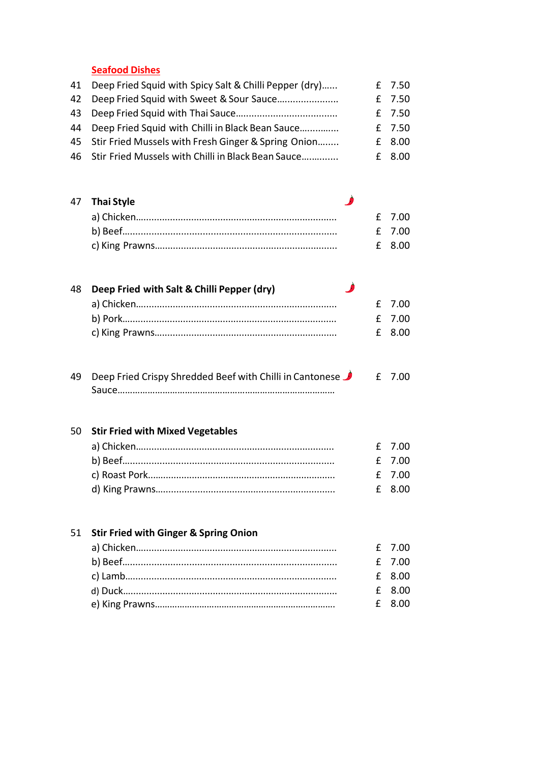## Seafood Dishes

| | | |
|---|---|---|
| 41 | Deep Fried Squid with Spicy Salt & Chilli Pepper (dry)...... | £ 7.50 |
| 42 | Deep Fried Squid with Sweet & Sour Sauce...................... | £ 7.50 |
| 43 | Deep Fried Squid with Thai Sauce...................................... | £ 7.50 |
| 44 | Deep Fried Squid with Chilli in Black Bean Sauce............... | £ 7.50 |
| 45 | Stir Fried Mussels with Fresh Ginger & Spring Onion........ | £ 8.00 |
| 46 | Stir Fried Mussels with Chilli in Black Bean Sauce............. | £ 8.00 |

**47 Thai Style**

| | |
|---|---|
| a) Chicken.......................................................................... | £ 7.00 |
| b) Beef............................................................................... | £ 7.00 |
| c) King Prawns.................................................................... | £ 8.00 |

**48 Deep Fried with Salt & Chilli Pepper (dry)**

| | |
|---|---|
| a) Chicken.......................................................................... | £ 7.00 |
| b) Pork................................................................................ | £ 7.00 |
| c) King Prawns.................................................................... | £ 8.00 |

| | | |
|---|---|---|
| 49 | Deep Fried Crispy Shredded Beef with Chilli in Cantonese Sauce..................................................................................... | £ 7.00 |

**50 Stir Fried with Mixed Vegetables**

| | |
|---|---|
| a) Chicken.......................................................................... | £ 7.00 |
| b) Beef............................................................................... | £ 7.00 |
| c) Roast Pork....................................................................... | £ 7.00 |
| d) King Prawns.................................................................... | £ 8.00 |

**51 Stir Fried with Ginger & Spring Onion**

| | |
|---|---|
| a) Chicken.......................................................................... | £ 7.00 |
| b) Beef............................................................................... | £ 7.00 |
| c) Lamb.............................................................................. | £ 8.00 |
| d) Duck............................................................................... | £ 8.00 |
| e) King Prawns.................................................................... | £ 8.00 |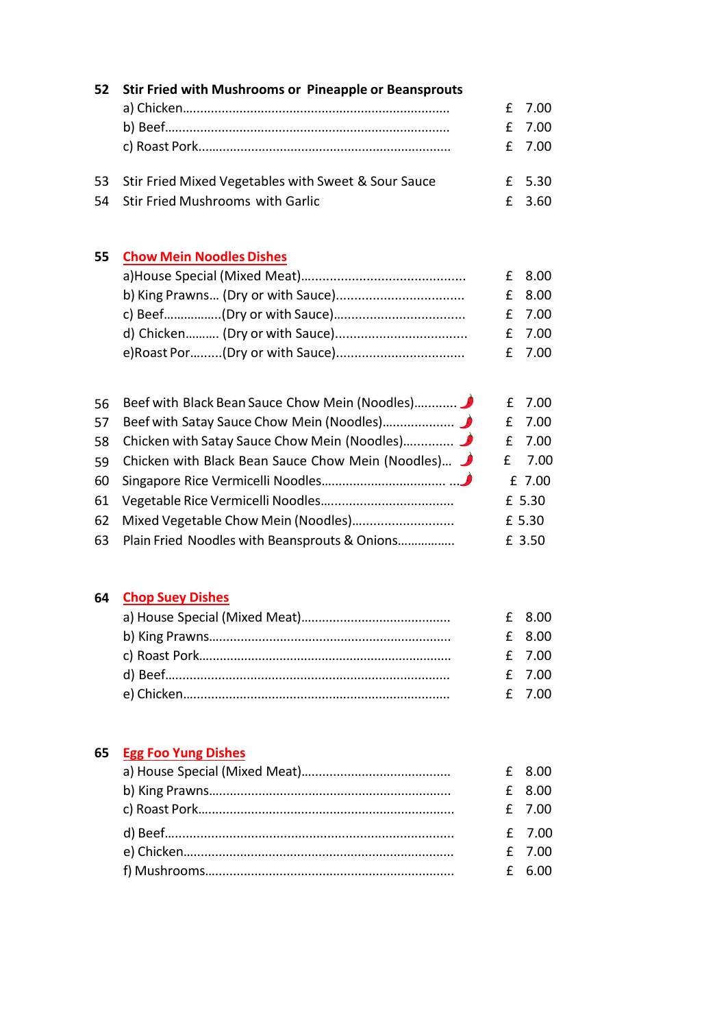**52 Stir Fried with Mushrooms or Pineapple or Beansprouts**

| | |
|---|---|
| a) Chicken | £ 7.00 |
| b) Beef | £ 7.00 |
| c) Roast Pork | £ 7.00 |

| | | |
|---|---|---|
| 53 | Stir Fried Mixed Vegetables with Sweet & Sour Sauce | £ 5.30 |
| 54 | Stir Fried Mushrooms with Garlic | £ 3.60 |

**55 Chow Mein Noodles Dishes**

| | |
|---|---|
| a)House Special (Mixed Meat) | £ 8.00 |
| b) King Prawns… (Dry or with Sauce) | £ 8.00 |
| c) Beef……………..(Dry or with Sauce) | £ 7.00 |
| d) Chicken………. (Dry or with Sauce) | £ 7.00 |
| e)Roast Por………(Dry or with Sauce) | £ 7.00 |

| | | |
|---|---|---|
| 56 | Beef with Black Bean Sauce Chow Mein (Noodles) 🌶 | £ 7.00 |
| 57 | Beef with Satay Sauce Chow Mein (Noodles) 🌶 | £ 7.00 |
| 58 | Chicken with Satay Sauce Chow Mein (Noodles) 🌶 | £ 7.00 |
| 59 | Chicken with Black Bean Sauce Chow Mein (Noodles) 🌶 | £ 7.00 |
| 60 | Singapore Rice Vermicelli Noodles 🌶 | £ 7.00 |
| 61 | Vegetable Rice Vermicelli Noodles | £ 5.30 |
| 62 | Mixed Vegetable Chow Mein (Noodles) | £ 5.30 |
| 63 | Plain Fried Noodles with Beansprouts & Onions | £ 3.50 |

**64 Chop Suey Dishes**

| | |
|---|---|
| a) House Special (Mixed Meat) | £ 8.00 |
| b) King Prawns | £ 8.00 |
| c) Roast Pork | £ 7.00 |
| d) Beef | £ 7.00 |
| e) Chicken | £ 7.00 |

**65 Egg Foo Yung Dishes**

| | |
|---|---|
| a) House Special (Mixed Meat) | £ 8.00 |
| b) King Prawns | £ 8.00 |
| c) Roast Pork | £ 7.00 |
| d) Beef | £ 7.00 |
| e) Chicken | £ 7.00 |
| f) Mushrooms | £ 6.00 |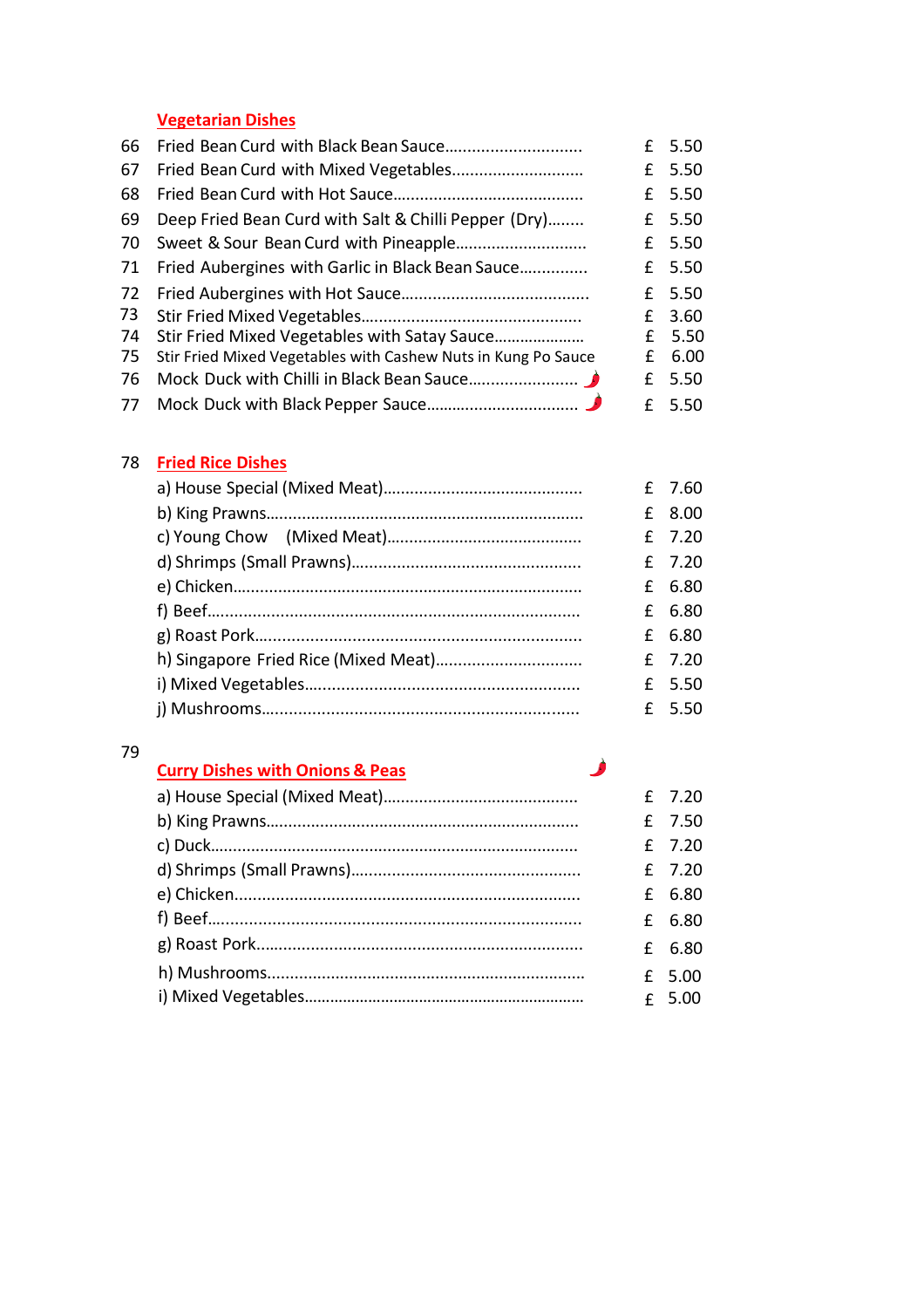## Vegetarian Dishes

| No. | Dish | Price |
|---|---|---|
| 66 | Fried Bean Curd with Black Bean Sauce | £ 5.50 |
| 67 | Fried Bean Curd with Mixed Vegetables | £ 5.50 |
| 68 | Fried Bean Curd with Hot Sauce | £ 5.50 |
| 69 | Deep Fried Bean Curd with Salt & Chilli Pepper (Dry) | £ 5.50 |
| 70 | Sweet & Sour Bean Curd with Pineapple | £ 5.50 |
| 71 | Fried Aubergines with Garlic in Black Bean Sauce | £ 5.50 |
| 72 | Fried Aubergines with Hot Sauce | £ 5.50 |
| 73 | Stir Fried Mixed Vegetables | £ 3.60 |
| 74 | Stir Fried Mixed Vegetables with Satay Sauce | £ 5.50 |
| 75 | Stir Fried Mixed Vegetables with Cashew Nuts in Kung Po Sauce | £ 6.00 |
| 76 | Mock Duck with Chilli in Black Bean Sauce 🌶 | £ 5.50 |
| 77 | Mock Duck with Black Pepper Sauce 🌶 | £ 5.50 |

## 78 Fried Rice Dishes

| Dish | Price |
|---|---|
| a) House Special (Mixed Meat) | £ 7.60 |
| b) King Prawns | £ 8.00 |
| c) Young Chow (Mixed Meat) | £ 7.20 |
| d) Shrimps (Small Prawns) | £ 7.20 |
| e) Chicken | £ 6.80 |
| f) Beef | £ 6.80 |
| g) Roast Pork | £ 6.80 |
| h) Singapore Fried Rice (Mixed Meat) | £ 7.20 |
| i) Mixed Vegetables | £ 5.50 |
| j) Mushrooms | £ 5.50 |

## 79 Curry Dishes with Onions & Peas 🌶

| Dish | Price |
|---|---|
| a) House Special (Mixed Meat) | £ 7.20 |
| b) King Prawns | £ 7.50 |
| c) Duck | £ 7.20 |
| d) Shrimps (Small Prawns) | £ 7.20 |
| e) Chicken | £ 6.80 |
| f) Beef | £ 6.80 |
| g) Roast Pork | £ 6.80 |
| h) Mushrooms | £ 5.00 |
| i) Mixed Vegetables | £ 5.00 |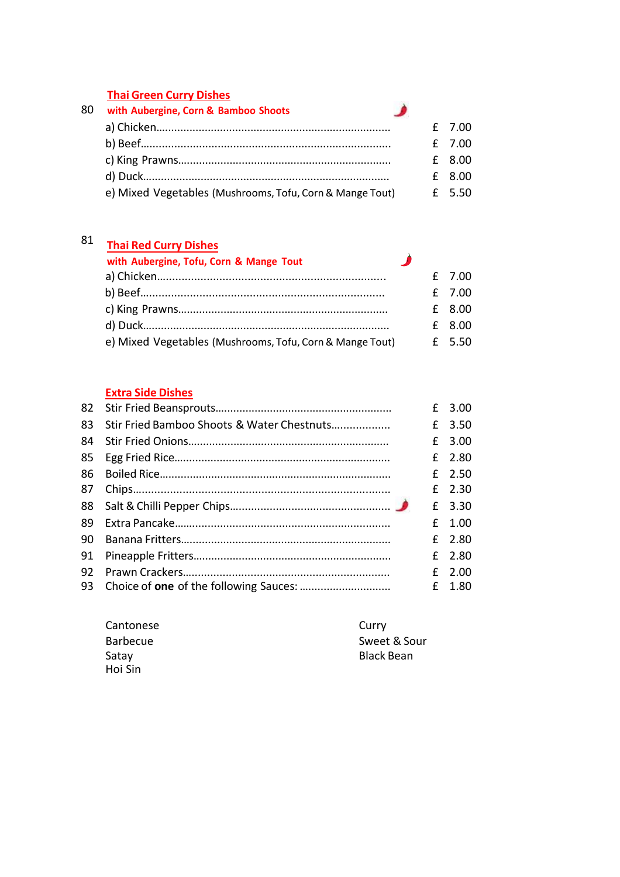## Thai Green Curry Dishes

80 **with Aubergine, Corn & Bamboo Shoots**

| Item | Price |
|---|---|
| a) Chicken | £ 7.00 |
| b) Beef | £ 7.00 |
| c) King Prawns | £ 8.00 |
| d) Duck | £ 8.00 |
| e) Mixed Vegetables (Mushrooms, Tofu, Corn & Mange Tout) | £ 5.50 |

81

## Thai Red Curry Dishes

**with Aubergine, Tofu, Corn & Mange Tout**

| Item | Price |
|---|---|
| a) Chicken | £ 7.00 |
| b) Beef | £ 7.00 |
| c) King Prawns | £ 8.00 |
| d) Duck | £ 8.00 |
| e) Mixed Vegetables (Mushrooms, Tofu, Corn & Mange Tout) | £ 5.50 |

## Extra Side Dishes

| No. | Item | Price |
|---|---|---|
| 82 | Stir Fried Beansprouts | £ 3.00 |
| 83 | Stir Fried Bamboo Shoots & Water Chestnuts | £ 3.50 |
| 84 | Stir Fried Onions | £ 3.00 |
| 85 | Egg Fried Rice | £ 2.80 |
| 86 | Boiled Rice | £ 2.50 |
| 87 | Chips | £ 2.30 |
| 88 | Salt & Chilli Pepper Chips | £ 3.30 |
| 89 | Extra Pancake | £ 1.00 |
| 90 | Banana Fritters | £ 2.80 |
| 91 | Pineapple Fritters | £ 2.80 |
| 92 | Prawn Crackers | £ 2.00 |
| 93 | Choice of **one** of the following Sauces: | £ 1.80 |

Cantonese
Barbecue
Satay
Hoi Sin
Curry
Sweet & Sour
Black Bean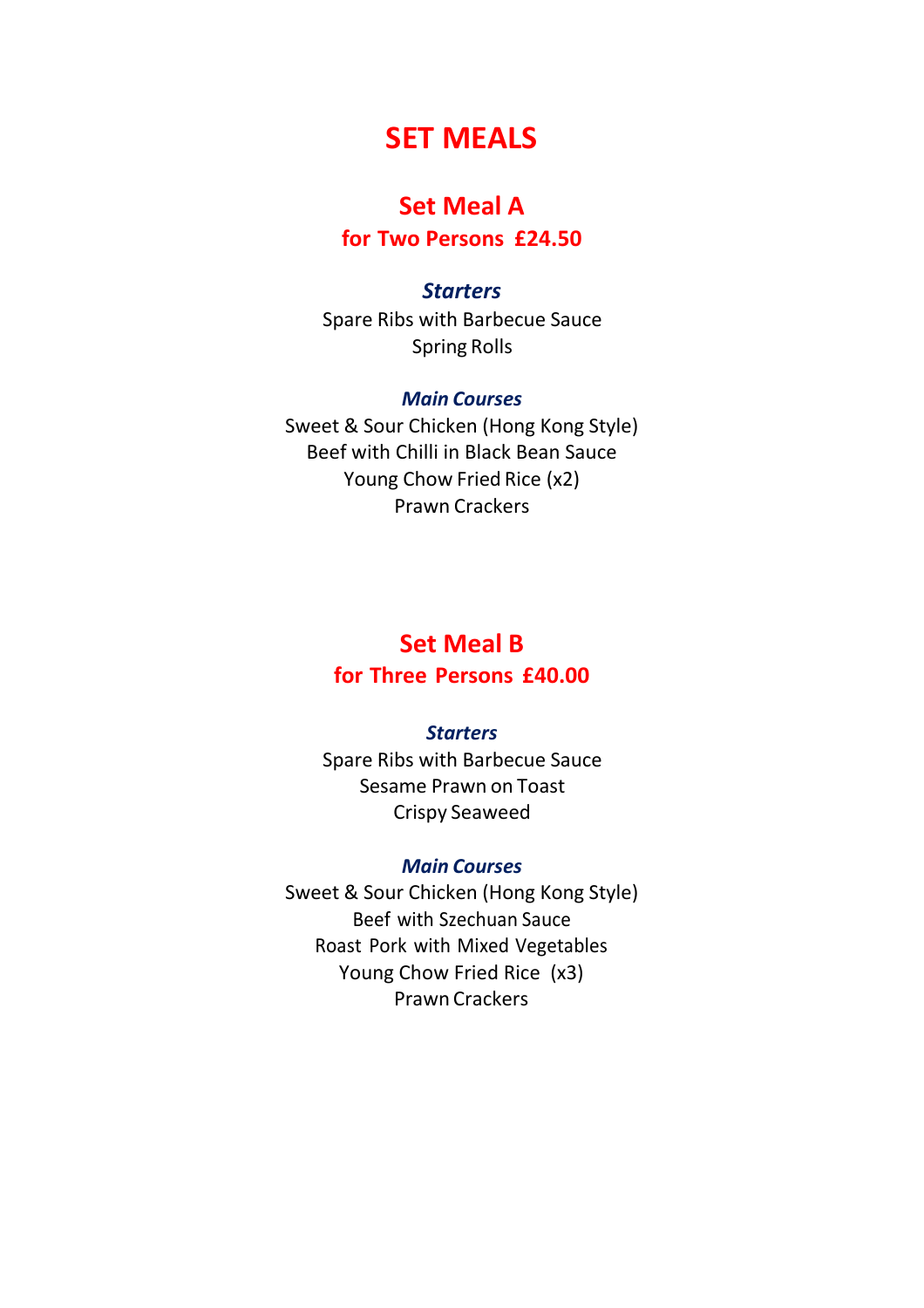# SET MEALS

## Set Meal A

**for Two Persons £24.50**

### *Starters*

Spare Ribs with Barbecue Sauce
Spring Rolls

### *Main Courses*

Sweet & Sour Chicken (Hong Kong Style)
Beef with Chilli in Black Bean Sauce
Young Chow Fried Rice (x2)
Prawn Crackers

## Set Meal B

**for Three Persons £40.00**

### *Starters*

Spare Ribs with Barbecue Sauce
Sesame Prawn on Toast
Crispy Seaweed

### *Main Courses*

Sweet & Sour Chicken (Hong Kong Style)
Beef with Szechuan Sauce
Roast Pork with Mixed Vegetables
Young Chow Fried Rice (x3)
Prawn Crackers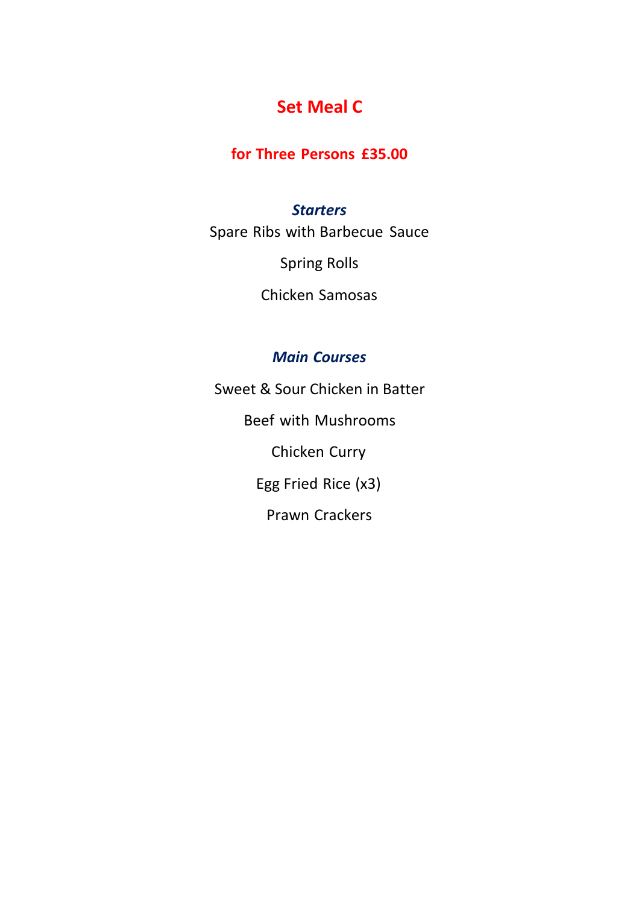# Set Meal C

## for Three Persons £35.00

### *Starters*

Spare Ribs with Barbecue Sauce

Spring Rolls

Chicken Samosas

### *Main Courses*

Sweet & Sour Chicken in Batter

Beef with Mushrooms

Chicken Curry

Egg Fried Rice (x3)

Prawn Crackers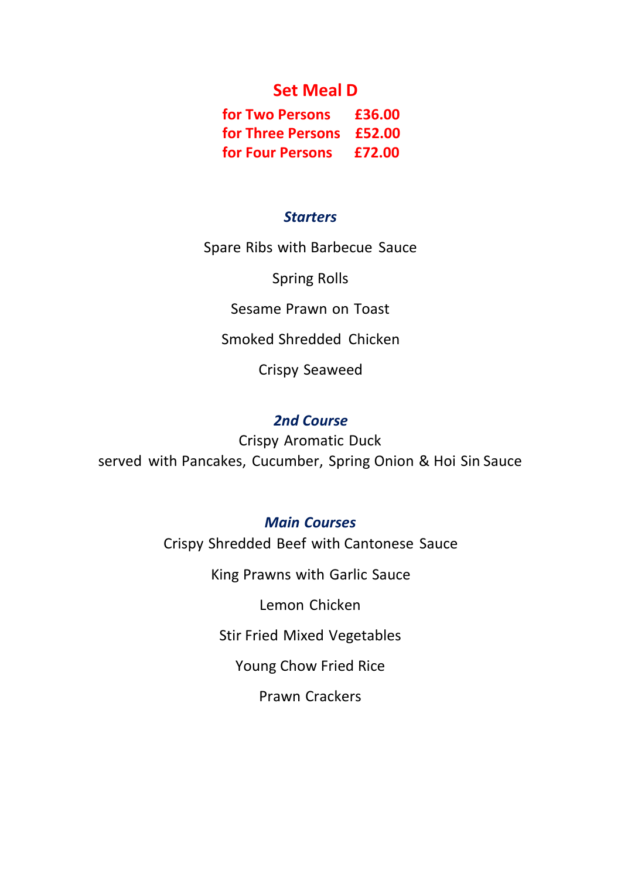# Set Meal D

**for Two Persons £36.00**
**for Three Persons £52.00**
**for Four Persons £72.00**

## *Starters*

Spare Ribs with Barbecue Sauce

Spring Rolls

Sesame Prawn on Toast

Smoked Shredded Chicken

Crispy Seaweed

## *2nd Course*

Crispy Aromatic Duck
served with Pancakes, Cucumber, Spring Onion & Hoi Sin Sauce

## *Main Courses*

Crispy Shredded Beef with Cantonese Sauce

King Prawns with Garlic Sauce

Lemon Chicken

Stir Fried Mixed Vegetables

Young Chow Fried Rice

Prawn Crackers